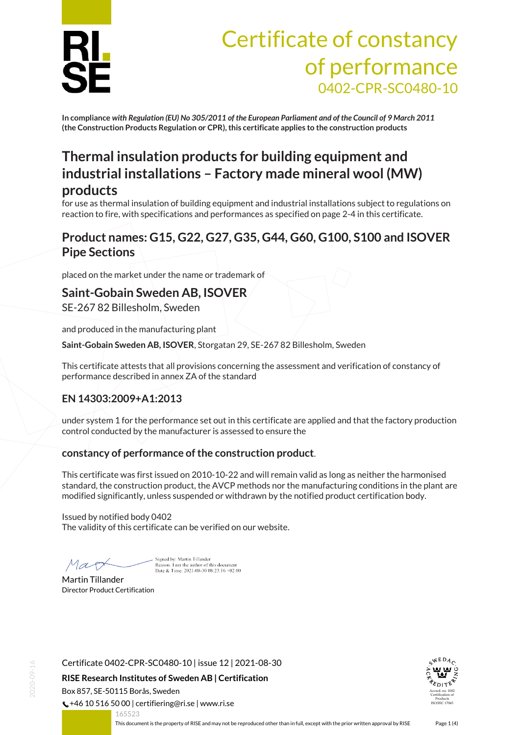# Certificate of constancy of performance

0402-CPR-SC0480-10

**In compliance *with Regulation (EU) No 305/2011 of the European Parliament and of the Council of 9 March 2011* (the Construction Products Regulation or CPR), this certificate applies to the construction products**

## Thermal insulation products for building equipment and industrial installations – Factory made mineral wool (MW) products

for use as thermal insulation of building equipment and industrial installations subject to regulations on reaction to fire, with specifications and performances as specified on page 2-4 in this certificate.

## Product names: G15, G22, G27, G35, G44, G60, G100, S100 and ISOVER Pipe Sections

placed on the market under the name or trademark of

### Saint-Gobain Sweden AB, ISOVER

SE-267 82 Billesholm, Sweden

and produced in the manufacturing plant

**Saint-Gobain Sweden AB, ISOVER**, Storgatan 29, SE-267 82 Billesholm, Sweden

This certificate attests that all provisions concerning the assessment and verification of constancy of performance described in annex ZA of the standard

### EN 14303:2009+A1:2013

under system 1 for the performance set out in this certificate are applied and that the factory production control conducted by the manufacturer is assessed to ensure the

**constancy of performance of the construction product**.

This certificate was first issued on 2010-10-22 and will remain valid as long as neither the harmonised standard, the construction product, the AVCP methods nor the manufacturing conditions in the plant are modified significantly, unless suspended or withdrawn by the notified product certification body.

Issued by notified body 0402
The validity of this certificate can be verified on our website.

Signed by: Martin Tillander
Reason: I am the author of this document
Date & Time: 2021-08-30 08:23:16 +02:00

Martin Tillander
Director Product Certification

Certificate 0402-CPR-SC0480-10 | issue 12 | 2021-08-30

**RISE Research Institutes of Sweden AB | Certification**
Box 857, SE-50115 Borås, Sweden
+46 10 516 50 00 | certifiering@ri.se | www.ri.se

Accred. no. 1002 Certification of Products ISO/IEC 17065

165523

This document is the property of RISE and may not be reproduced other than in full, except with the prior written approval by RISE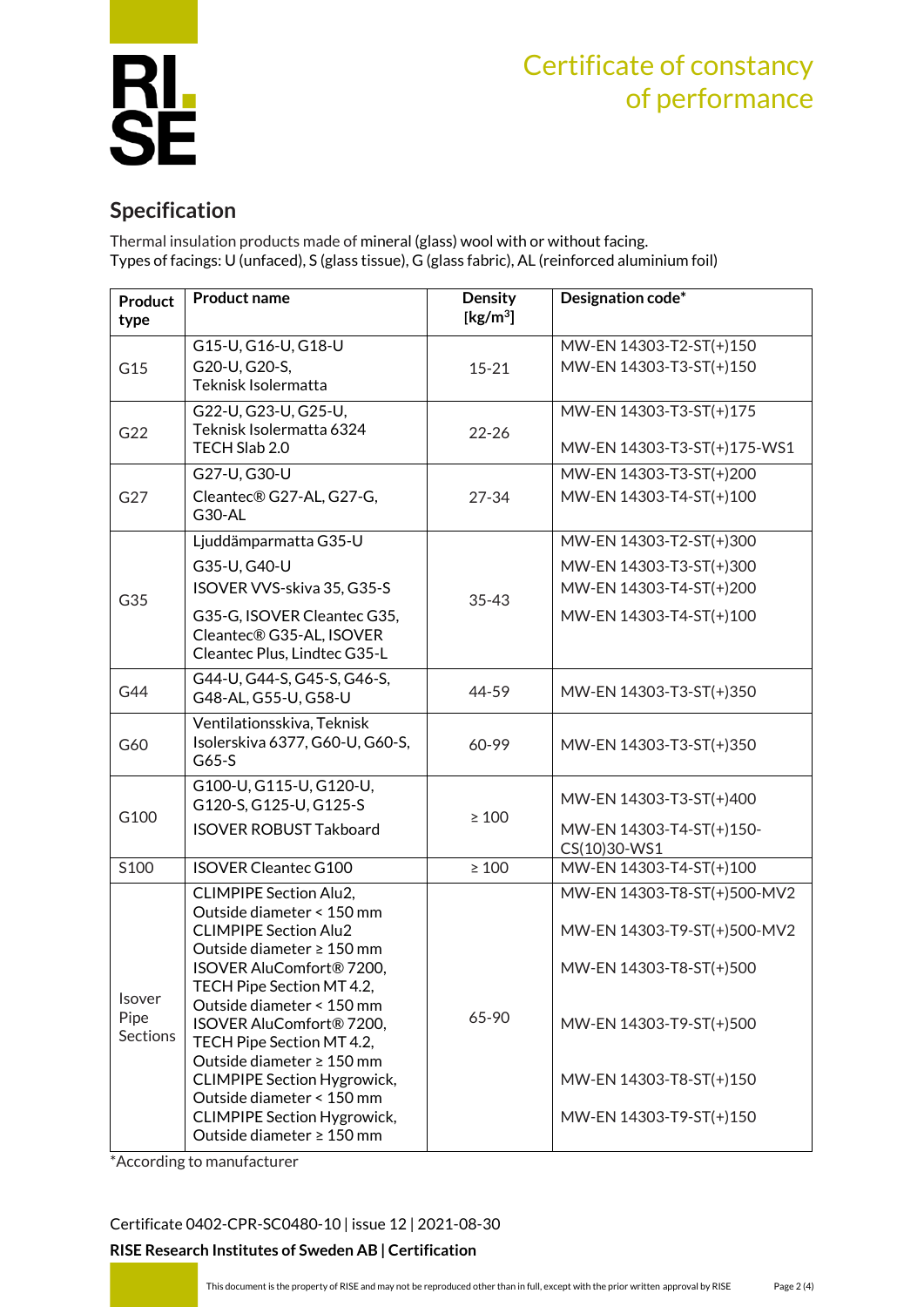# Certificate of constancy of performance

## Specification

Thermal insulation products made of mineral (glass) wool with or without facing.
Types of facings: U (unfaced), S (glass tissue), G (glass fabric), AL (reinforced aluminium foil)

| Product type | Product name | Density [kg/m³] | Designation code* |
|---|---|---|---|
| G15 | G15-U, G16-U, G18-U<br>G20-U, G20-S,<br>Teknisk Isolermatta | 15-21 | MW-EN 14303-T2-ST(+)150<br>MW-EN 14303-T3-ST(+)150 |
| G22 | G22-U, G23-U, G25-U,<br>Teknisk Isolermatta 6324<br>TECH Slab 2.0 | 22-26 | MW-EN 14303-T3-ST(+)175<br>MW-EN 14303-T3-ST(+)175-WS1 |
| G27 | G27-U, G30-U<br>Cleantec® G27-AL, G27-G,<br>G30-AL | 27-34 | MW-EN 14303-T3-ST(+)200<br>MW-EN 14303-T4-ST(+)100 |
| G35 | Ljuddämparmatta G35-U<br>G35-U, G40-U<br>ISOVER VVS-skiva 35, G35-S<br>G35-G, ISOVER Cleantec G35,<br>Cleantec® G35-AL, ISOVER<br>Cleantec Plus, Lindtec G35-L | 35-43 | MW-EN 14303-T2-ST(+)300<br>MW-EN 14303-T3-ST(+)300<br>MW-EN 14303-T4-ST(+)200<br>MW-EN 14303-T4-ST(+)100 |
| G44 | G44-U, G44-S, G45-S, G46-S,<br>G48-AL, G55-U, G58-U | 44-59 | MW-EN 14303-T3-ST(+)350 |
| G60 | Ventilationsskiva, Teknisk<br>Isolerskiva 6377, G60-U, G60-S,<br>G65-S | 60-99 | MW-EN 14303-T3-ST(+)350 |
| G100 | G100-U, G115-U, G120-U,<br>G120-S, G125-U, G125-S<br>ISOVER ROBUST Takboard | ≥ 100 | MW-EN 14303-T3-ST(+)400<br>MW-EN 14303-T4-ST(+)150-CS(10)30-WS1 |
| S100 | ISOVER Cleantec G100 | ≥ 100 | MW-EN 14303-T4-ST(+)100 |
| Isover Pipe Sections | CLIMPIPE Section Alu2,<br>Outside diameter < 150 mm<br>CLIMPIPE Section Alu2<br>Outside diameter ≥ 150 mm<br>ISOVER AluComfort® 7200,<br>TECH Pipe Section MT 4.2,<br>Outside diameter < 150 mm<br>ISOVER AluComfort® 7200,<br>TECH Pipe Section MT 4.2,<br>Outside diameter ≥ 150 mm<br>CLIMPIPE Section Hygrowick,<br>Outside diameter < 150 mm<br>CLIMPIPE Section Hygrowick,<br>Outside diameter ≥ 150 mm | 65-90 | MW-EN 14303-T8-ST(+)500-MV2<br>MW-EN 14303-T9-ST(+)500-MV2<br>MW-EN 14303-T8-ST(+)500<br>MW-EN 14303-T9-ST(+)500<br>MW-EN 14303-T8-ST(+)150<br>MW-EN 14303-T9-ST(+)150 |

*According to manufacturer

Certificate 0402-CPR-SC0480-10 | issue 12 | 2021-08-30

**RISE Research Institutes of Sweden AB | Certification**

This document is the property of RISE and may not be reproduced other than in full, except with the prior written approval by RISE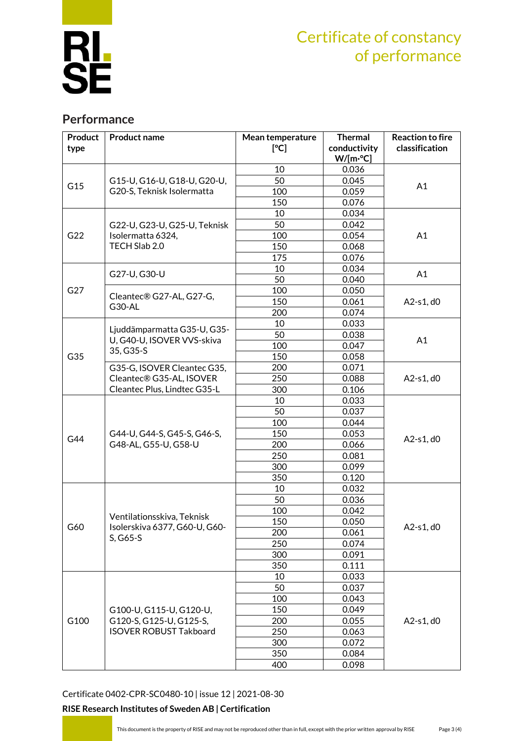# Certificate of constancy of performance

## Performance

| Product type | Product name | Mean temperature [°C] | Thermal conductivity W/[m·°C] | Reaction to fire classification |
|---|---|---|---|---|
| G15 | G15-U, G16-U, G18-U, G20-U, G20-S, Teknisk Isolermatta | 10 | 0.036 | A1 |
| | | 50 | 0.045 | |
| | | 100 | 0.059 | |
| | | 150 | 0.076 | |
| G22 | G22-U, G23-U, G25-U, Teknisk Isolermatta 6324, TECH Slab 2.0 | 10 | 0.034 | A1 |
| | | 50 | 0.042 | |
| | | 100 | 0.054 | |
| | | 150 | 0.068 | |
| | | 175 | 0.076 | |
| G27 | G27-U, G30-U | 10 | 0.034 | A1 |
| | | 50 | 0.040 | |
| | Cleantec® G27-AL, G27-G, G30-AL | 100 | 0.050 | A2-s1, d0 |
| | | 150 | 0.061 | |
| | | 200 | 0.074 | |
| G35 | Ljuddämparmatta G35-U, G35-U, G40-U, ISOVER VVS-skiva 35, G35-S | 10 | 0.033 | A1 |
| | | 50 | 0.038 | |
| | | 100 | 0.047 | |
| | | 150 | 0.058 | |
| | G35-G, ISOVER Cleantec G35, Cleantec® G35-AL, ISOVER Cleantec Plus, Lindtec G35-L | 200 | 0.071 | A2-s1, d0 |
| | | 250 | 0.088 | |
| | | 300 | 0.106 | |
| G44 | G44-U, G44-S, G45-S, G46-S, G48-AL, G55-U, G58-U | 10 | 0.033 | A2-s1, d0 |
| | | 50 | 0.037 | |
| | | 100 | 0.044 | |
| | | 150 | 0.053 | |
| | | 200 | 0.066 | |
| | | 250 | 0.081 | |
| | | 300 | 0.099 | |
| | | 350 | 0.120 | |
| G60 | Ventilationsskiva, Teknisk Isolerskiva 6377, G60-U, G60-S, G65-S | 10 | 0.032 | A2-s1, d0 |
| | | 50 | 0.036 | |
| | | 100 | 0.042 | |
| | | 150 | 0.050 | |
| | | 200 | 0.061 | |
| | | 250 | 0.074 | |
| | | 300 | 0.091 | |
| | | 350 | 0.111 | |
| G100 | G100-U, G115-U, G120-U, G120-S, G125-U, G125-S, ISOVER ROBUST Takboard | 10 | 0.033 | A2-s1, d0 |
| | | 50 | 0.037 | |
| | | 100 | 0.043 | |
| | | 150 | 0.049 | |
| | | 200 | 0.055 | |
| | | 250 | 0.063 | |
| | | 300 | 0.072 | |
| | | 350 | 0.084 | |
| | | 400 | 0.098 | |

Certificate 0402-CPR-SC0480-10 | issue 12 | 2021-08-30

**RISE Research Institutes of Sweden AB | Certification**

This document is the property of RISE and may not be reproduced other than in full, except with the prior written approval by RISE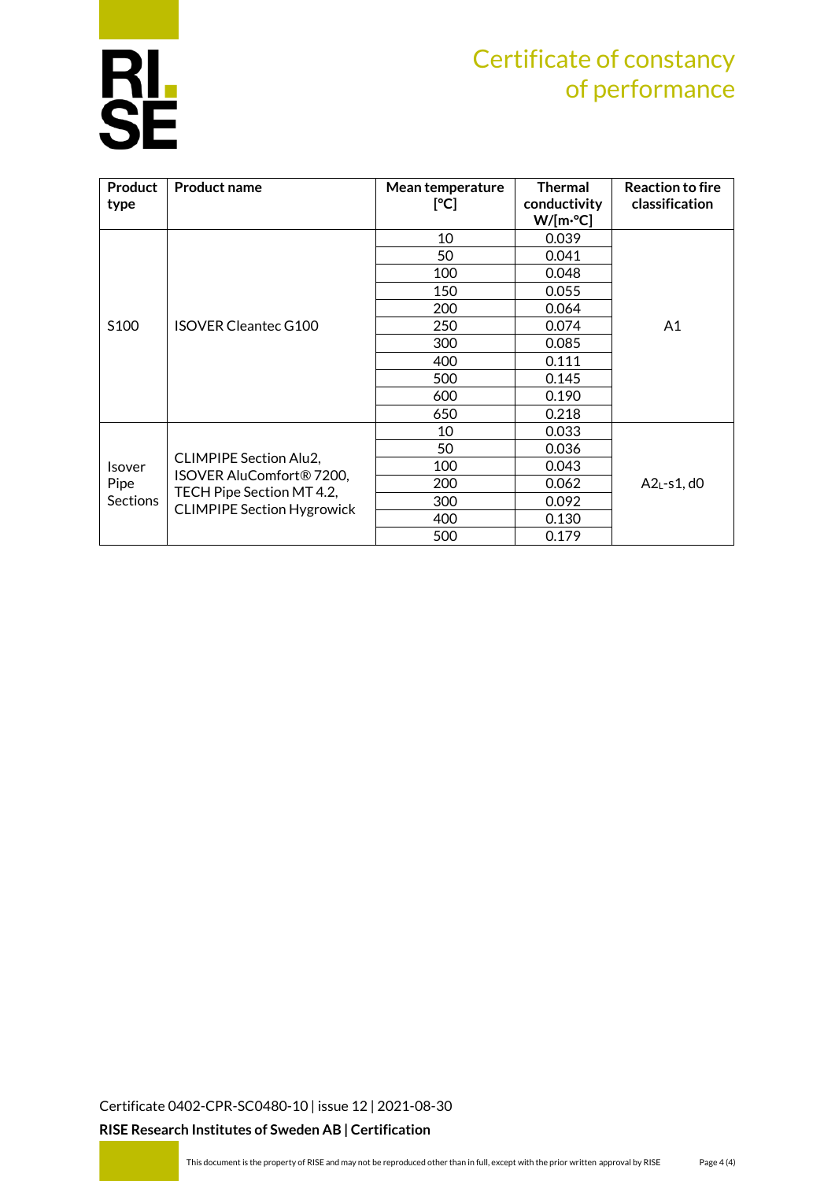# Certificate of constancy of performance

| Product type | Product name | Mean temperature [°C] | Thermal conductivity W/[m·°C] | Reaction to fire classification |
|---|---|---|---|---|
| S100 | ISOVER Cleantec G100 | 10 | 0.039 | A1 |
| | | 50 | 0.041 | |
| | | 100 | 0.048 | |
| | | 150 | 0.055 | |
| | | 200 | 0.064 | |
| | | 250 | 0.074 | |
| | | 300 | 0.085 | |
| | | 400 | 0.111 | |
| | | 500 | 0.145 | |
| | | 600 | 0.190 | |
| | | 650 | 0.218 | |
| Isover Pipe Sections | CLIMPIPE Section Alu2, ISOVER AluComfort® 7200, TECH Pipe Section MT 4.2, CLIMPIPE Section Hygrowick | 10 | 0.033 | $A2_L$-s1, d0 |
| | | 50 | 0.036 | |
| | | 100 | 0.043 | |
| | | 200 | 0.062 | |
| | | 300 | 0.092 | |
| | | 400 | 0.130 | |
| | | 500 | 0.179 | |

Certificate 0402-CPR-SC0480-10 | issue 12 | 2021-08-30

**RISE Research Institutes of Sweden AB | Certification**

This document is the property of RISE and may not be reproduced other than in full, except with the prior written approval by RISE